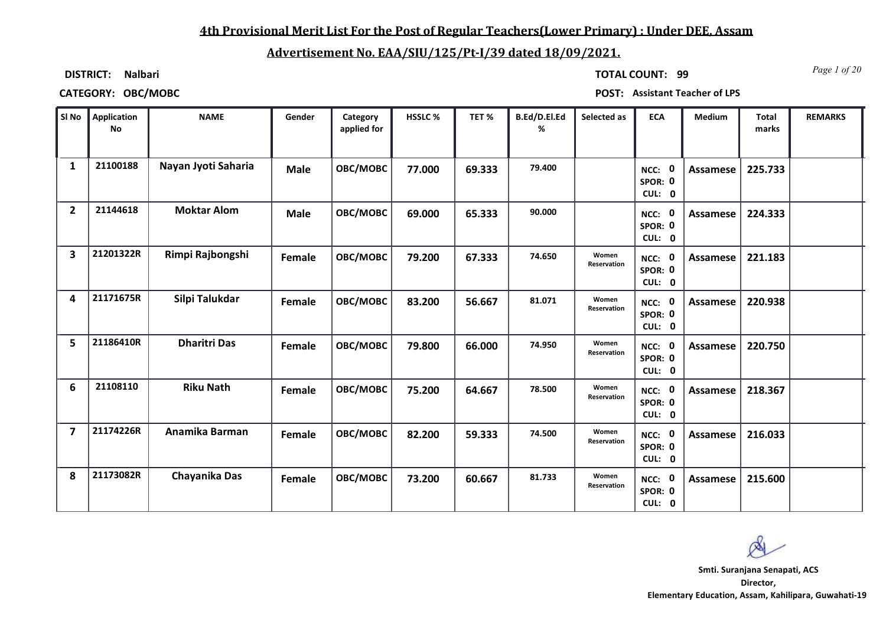## 4th Provisional Merit List For the Post of Regular Teachers(Lower Primary) : Under DEE, Assam

## Advertisement No. EAA/SIU/125/Pt-I/39 dated 18/09/2021.

**DISTRICT:** Nalbari

**TOTAL COUNT:** 99

**CATEGORY:** OBC/MOBC

**POST:** Assistant Teacher of LPS

| Sl No | Application No | NAME | Gender | Category applied for | HSSLC % | TET % | B.Ed/D.El.Ed % | Selected as | ECA | Medium | Total marks | REMARKS |
|---|---|---|---|---|---|---|---|---|---|---|---|---|
| 1 | 21100188 | Nayan Jyoti Saharia | Male | OBC/MOBC | 77.000 | 69.333 | 79.400 | | NCC: 0 SPOR: 0 CUL: 0 | Assamese | 225.733 | |
| 2 | 21144618 | Moktar Alom | Male | OBC/MOBC | 69.000 | 65.333 | 90.000 | | NCC: 0 SPOR: 0 CUL: 0 | Assamese | 224.333 | |
| 3 | 21201322R | Rimpi Rajbongshi | Female | OBC/MOBC | 79.200 | 67.333 | 74.650 | Women Reservation | NCC: 0 SPOR: 0 CUL: 0 | Assamese | 221.183 | |
| 4 | 21171675R | Silpi Talukdar | Female | OBC/MOBC | 83.200 | 56.667 | 81.071 | Women Reservation | NCC: 0 SPOR: 0 CUL: 0 | Assamese | 220.938 | |
| 5 | 21186410R | Dharitri Das | Female | OBC/MOBC | 79.800 | 66.000 | 74.950 | Women Reservation | NCC: 0 SPOR: 0 CUL: 0 | Assamese | 220.750 | |
| 6 | 21108110 | Riku Nath | Female | OBC/MOBC | 75.200 | 64.667 | 78.500 | Women Reservation | NCC: 0 SPOR: 0 CUL: 0 | Assamese | 218.367 | |
| 7 | 21174226R | Anamika Barman | Female | OBC/MOBC | 82.200 | 59.333 | 74.500 | Women Reservation | NCC: 0 SPOR: 0 CUL: 0 | Assamese | 216.033 | |
| 8 | 21173082R | Chayanika Das | Female | OBC/MOBC | 73.200 | 60.667 | 81.733 | Women Reservation | NCC: 0 SPOR: 0 CUL: 0 | Assamese | 215.600 | |

**Smti. Suranjana Senapati, ACS**
**Director,**
**Elementary Education, Assam, Kahilipara, Guwahati-19**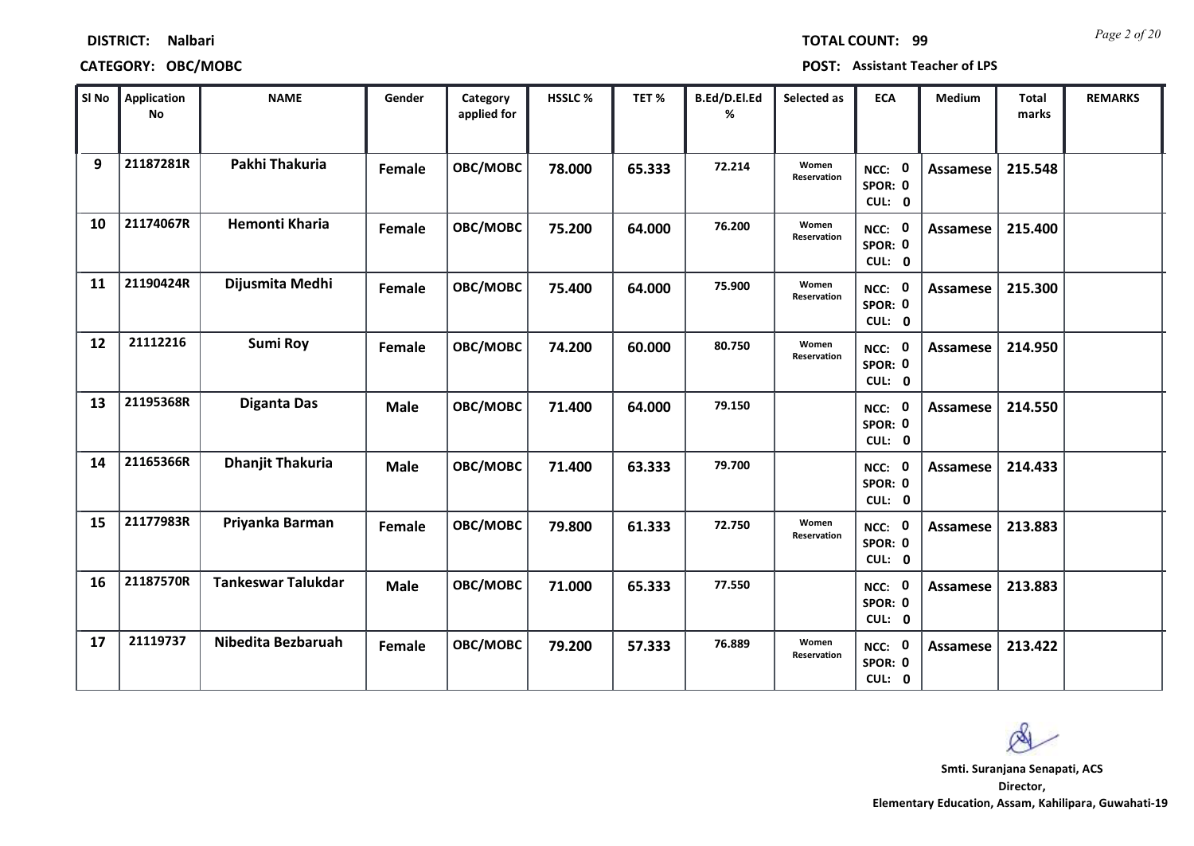**DISTRICT:** Nalbari  **TOTAL COUNT:** 99

**CATEGORY:** OBC/MOBC  **POST:** Assistant Teacher of LPS

| Sl No | Application No | NAME | Gender | Category applied for | HSSLC % | TET % | B.Ed/D.El.Ed % | Selected as | ECA | Medium | Total marks | REMARKS |
|---|---|---|---|---|---|---|---|---|---|---|---|---|
| 9 | 21187281R | Pakhi Thakuria | Female | OBC/MOBC | 78.000 | 65.333 | 72.214 | Women Reservation | NCC: 0 SPOR: 0 CUL: 0 | Assamese | 215.548 | |
| 10 | 21174067R | Hemonti Kharia | Female | OBC/MOBC | 75.200 | 64.000 | 76.200 | Women Reservation | NCC: 0 SPOR: 0 CUL: 0 | Assamese | 215.400 | |
| 11 | 21190424R | Dijusmita Medhi | Female | OBC/MOBC | 75.400 | 64.000 | 75.900 | Women Reservation | NCC: 0 SPOR: 0 CUL: 0 | Assamese | 215.300 | |
| 12 | 21112216 | Sumi Roy | Female | OBC/MOBC | 74.200 | 60.000 | 80.750 | Women Reservation | NCC: 0 SPOR: 0 CUL: 0 | Assamese | 214.950 | |
| 13 | 21195368R | Diganta Das | Male | OBC/MOBC | 71.400 | 64.000 | 79.150 | | NCC: 0 SPOR: 0 CUL: 0 | Assamese | 214.550 | |
| 14 | 21165366R | Dhanjit Thakuria | Male | OBC/MOBC | 71.400 | 63.333 | 79.700 | | NCC: 0 SPOR: 0 CUL: 0 | Assamese | 214.433 | |
| 15 | 21177983R | Priyanka Barman | Female | OBC/MOBC | 79.800 | 61.333 | 72.750 | Women Reservation | NCC: 0 SPOR: 0 CUL: 0 | Assamese | 213.883 | |
| 16 | 21187570R | Tankeswar Talukdar | Male | OBC/MOBC | 71.000 | 65.333 | 77.550 | | NCC: 0 SPOR: 0 CUL: 0 | Assamese | 213.883 | |
| 17 | 21119737 | Nibedita Bezbaruah | Female | OBC/MOBC | 79.200 | 57.333 | 76.889 | Women Reservation | NCC: 0 SPOR: 0 CUL: 0 | Assamese | 213.422 | |

**Smti. Suranjana Senapati, ACS**
**Director,**
**Elementary Education, Assam, Kahilipara, Guwahati-19**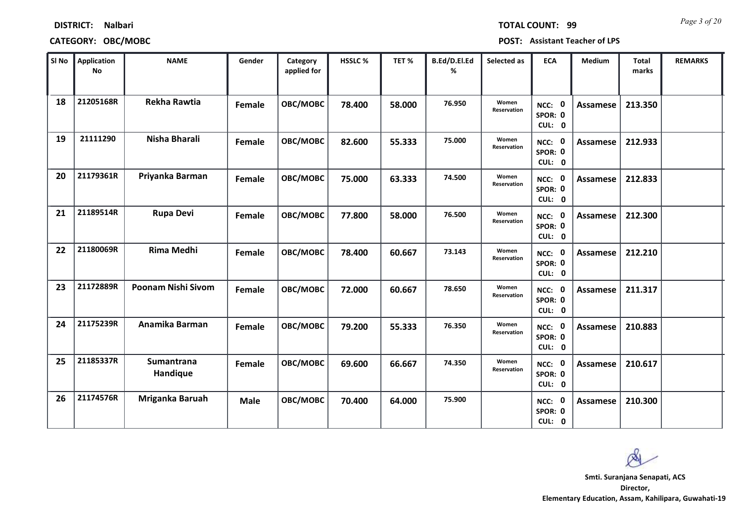**DISTRICT:** Nalbari

**TOTAL COUNT:** 99

**CATEGORY:** OBC/MOBC

**POST:** Assistant Teacher of LPS

| Sl No | Application No | NAME | Gender | Category applied for | HSSLC % | TET % | B.Ed/D.El.Ed % | Selected as | ECA | Medium | Total marks | REMARKS |
|---|---|---|---|---|---|---|---|---|---|---|---|---|
| 18 | 21205168R | Rekha Rawtia | Female | OBC/MOBC | 78.400 | 58.000 | 76.950 | Women Reservation | NCC: 0 SPOR: 0 CUL: 0 | Assamese | 213.350 | |
| 19 | 21111290 | Nisha Bharali | Female | OBC/MOBC | 82.600 | 55.333 | 75.000 | Women Reservation | NCC: 0 SPOR: 0 CUL: 0 | Assamese | 212.933 | |
| 20 | 21179361R | Priyanka Barman | Female | OBC/MOBC | 75.000 | 63.333 | 74.500 | Women Reservation | NCC: 0 SPOR: 0 CUL: 0 | Assamese | 212.833 | |
| 21 | 21189514R | Rupa Devi | Female | OBC/MOBC | 77.800 | 58.000 | 76.500 | Women Reservation | NCC: 0 SPOR: 0 CUL: 0 | Assamese | 212.300 | |
| 22 | 21180069R | Rima Medhi | Female | OBC/MOBC | 78.400 | 60.667 | 73.143 | Women Reservation | NCC: 0 SPOR: 0 CUL: 0 | Assamese | 212.210 | |
| 23 | 21172889R | Poonam Nishi Sivom | Female | OBC/MOBC | 72.000 | 60.667 | 78.650 | Women Reservation | NCC: 0 SPOR: 0 CUL: 0 | Assamese | 211.317 | |
| 24 | 21175239R | Anamika Barman | Female | OBC/MOBC | 79.200 | 55.333 | 76.350 | Women Reservation | NCC: 0 SPOR: 0 CUL: 0 | Assamese | 210.883 | |
| 25 | 21185337R | Sumantrana Handique | Female | OBC/MOBC | 69.600 | 66.667 | 74.350 | Women Reservation | NCC: 0 SPOR: 0 CUL: 0 | Assamese | 210.617 | |
| 26 | 21174576R | Mriganka Baruah | Male | OBC/MOBC | 70.400 | 64.000 | 75.900 | | NCC: 0 SPOR: 0 CUL: 0 | Assamese | 210.300 | |

**Smti. Suranjana Senapati, ACS**
**Director,**
**Elementary Education, Assam, Kahilipara, Guwahati-19**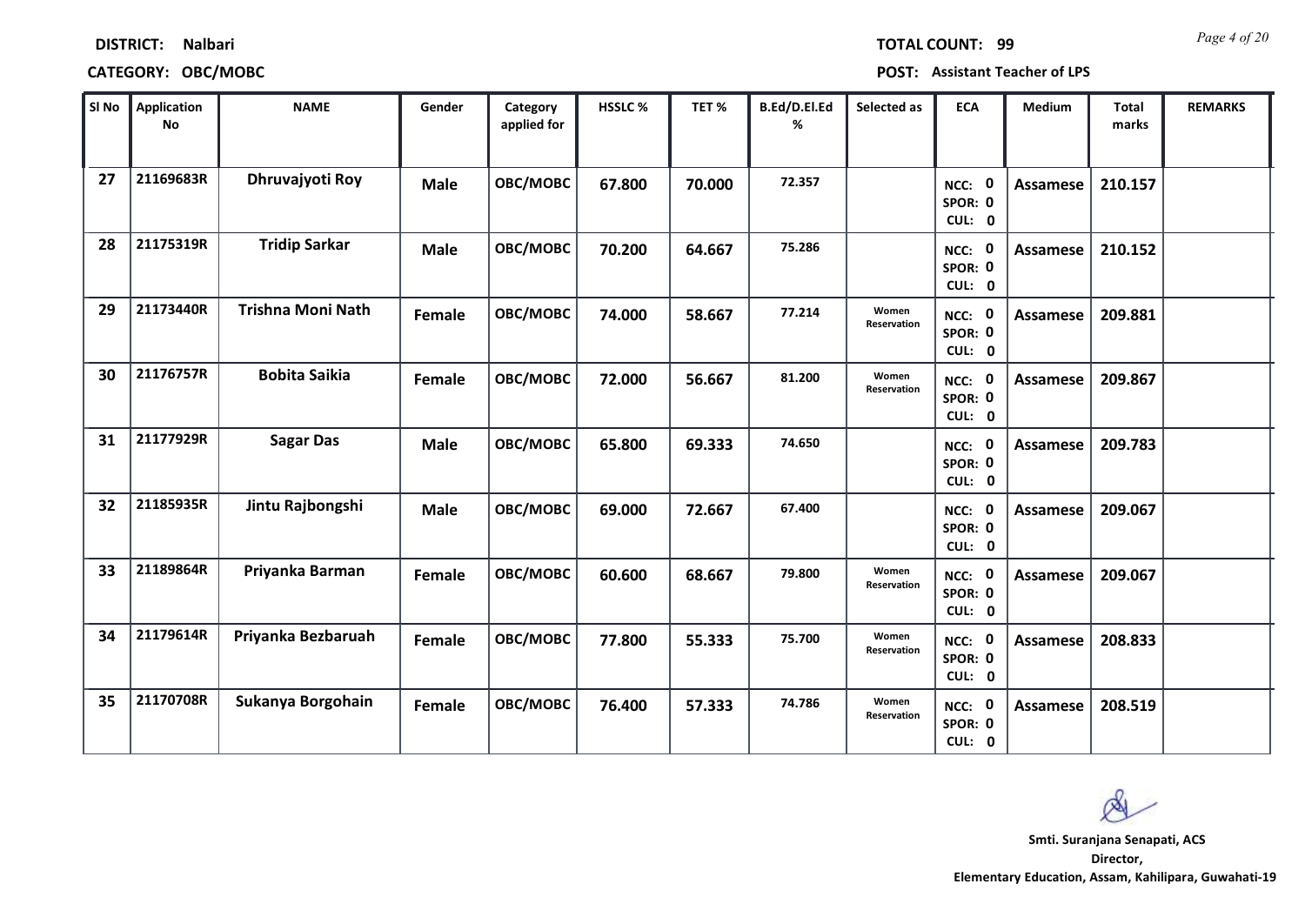**DISTRICT:** Nalbari  **TOTAL COUNT:** 99

**CATEGORY:** OBC/MOBC  **POST:** Assistant Teacher of LPS

| Sl No | Application No | NAME | Gender | Category applied for | HSSLC % | TET % | B.Ed/D.El.Ed % | Selected as | ECA | Medium | Total marks | REMARKS |
|---|---|---|---|---|---|---|---|---|---|---|---|---|
| 27 | 21169683R | Dhruvajyoti Roy | Male | OBC/MOBC | 67.800 | 70.000 | 72.357 | | NCC: 0 SPOR: 0 CUL: 0 | Assamese | 210.157 | |
| 28 | 21175319R | Tridip Sarkar | Male | OBC/MOBC | 70.200 | 64.667 | 75.286 | | NCC: 0 SPOR: 0 CUL: 0 | Assamese | 210.152 | |
| 29 | 21173440R | Trishna Moni Nath | Female | OBC/MOBC | 74.000 | 58.667 | 77.214 | Women Reservation | NCC: 0 SPOR: 0 CUL: 0 | Assamese | 209.881 | |
| 30 | 21176757R | Bobita Saikia | Female | OBC/MOBC | 72.000 | 56.667 | 81.200 | Women Reservation | NCC: 0 SPOR: 0 CUL: 0 | Assamese | 209.867 | |
| 31 | 21177929R | Sagar Das | Male | OBC/MOBC | 65.800 | 69.333 | 74.650 | | NCC: 0 SPOR: 0 CUL: 0 | Assamese | 209.783 | |
| 32 | 21185935R | Jintu Rajbongshi | Male | OBC/MOBC | 69.000 | 72.667 | 67.400 | | NCC: 0 SPOR: 0 CUL: 0 | Assamese | 209.067 | |
| 33 | 21189864R | Priyanka Barman | Female | OBC/MOBC | 60.600 | 68.667 | 79.800 | Women Reservation | NCC: 0 SPOR: 0 CUL: 0 | Assamese | 209.067 | |
| 34 | 21179614R | Priyanka Bezbaruah | Female | OBC/MOBC | 77.800 | 55.333 | 75.700 | Women Reservation | NCC: 0 SPOR: 0 CUL: 0 | Assamese | 208.833 | |
| 35 | 21170708R | Sukanya Borgohain | Female | OBC/MOBC | 76.400 | 57.333 | 74.786 | Women Reservation | NCC: 0 SPOR: 0 CUL: 0 | Assamese | 208.519 | |

**Smti. Suranjana Senapati, ACS**
**Director,**
**Elementary Education, Assam, Kahilipara, Guwahati-19**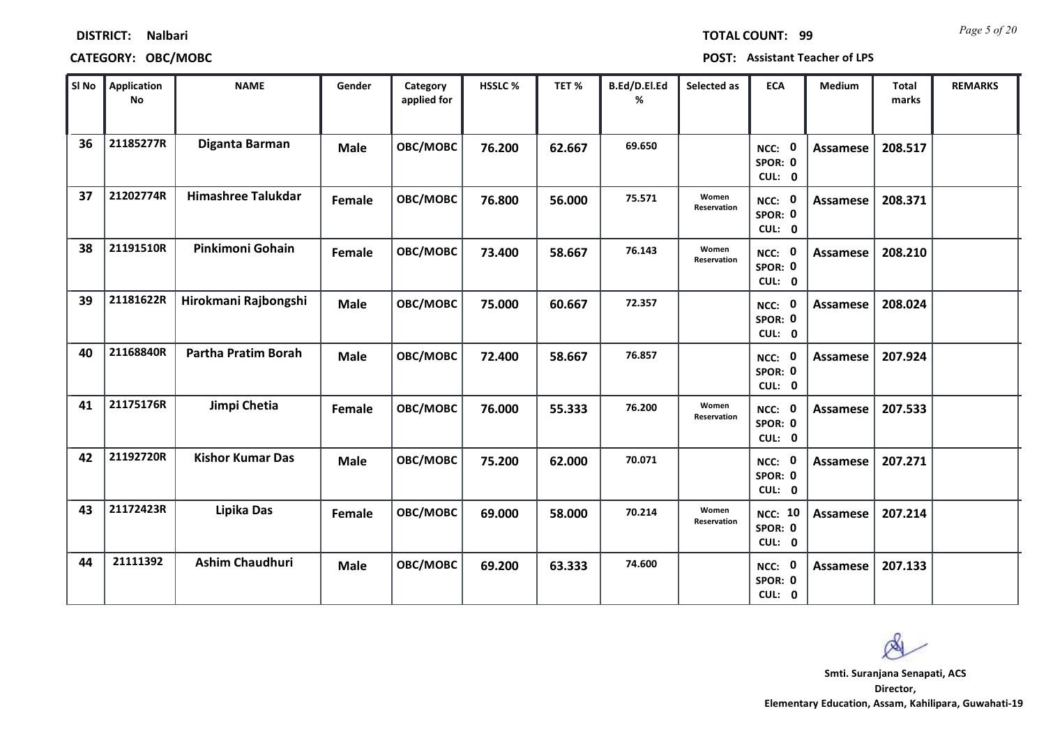**DISTRICT:** Nalbari

**TOTAL COUNT:** 99

**CATEGORY:** OBC/MOBC

**POST:** Assistant Teacher of LPS

| Sl No | Application No | NAME | Gender | Category applied for | HSSLC % | TET % | B.Ed/D.El.Ed % | Selected as | ECA | Medium | Total marks | REMARKS |
|---|---|---|---|---|---|---|---|---|---|---|---|---|
| 36 | 21185277R | Diganta Barman | Male | OBC/MOBC | 76.200 | 62.667 | 69.650 | | NCC: 0 SPOR: 0 CUL: 0 | Assamese | 208.517 | |
| 37 | 21202774R | Himashree Talukdar | Female | OBC/MOBC | 76.800 | 56.000 | 75.571 | Women Reservation | NCC: 0 SPOR: 0 CUL: 0 | Assamese | 208.371 | |
| 38 | 21191510R | Pinkimoni Gohain | Female | OBC/MOBC | 73.400 | 58.667 | 76.143 | Women Reservation | NCC: 0 SPOR: 0 CUL: 0 | Assamese | 208.210 | |
| 39 | 21181622R | Hirokmani Rajbongshi | Male | OBC/MOBC | 75.000 | 60.667 | 72.357 | | NCC: 0 SPOR: 0 CUL: 0 | Assamese | 208.024 | |
| 40 | 21168840R | Partha Pratim Borah | Male | OBC/MOBC | 72.400 | 58.667 | 76.857 | | NCC: 0 SPOR: 0 CUL: 0 | Assamese | 207.924 | |
| 41 | 21175176R | Jimpi Chetia | Female | OBC/MOBC | 76.000 | 55.333 | 76.200 | Women Reservation | NCC: 0 SPOR: 0 CUL: 0 | Assamese | 207.533 | |
| 42 | 21192720R | Kishor Kumar Das | Male | OBC/MOBC | 75.200 | 62.000 | 70.071 | | NCC: 0 SPOR: 0 CUL: 0 | Assamese | 207.271 | |
| 43 | 21172423R | Lipika Das | Female | OBC/MOBC | 69.000 | 58.000 | 70.214 | Women Reservation | NCC: 10 SPOR: 0 CUL: 0 | Assamese | 207.214 | |
| 44 | 21111392 | Ashim Chaudhuri | Male | OBC/MOBC | 69.200 | 63.333 | 74.600 | | NCC: 0 SPOR: 0 CUL: 0 | Assamese | 207.133 | |

**Smti. Suranjana Senapati, ACS**
**Director,**
**Elementary Education, Assam, Kahilipara, Guwahati-19**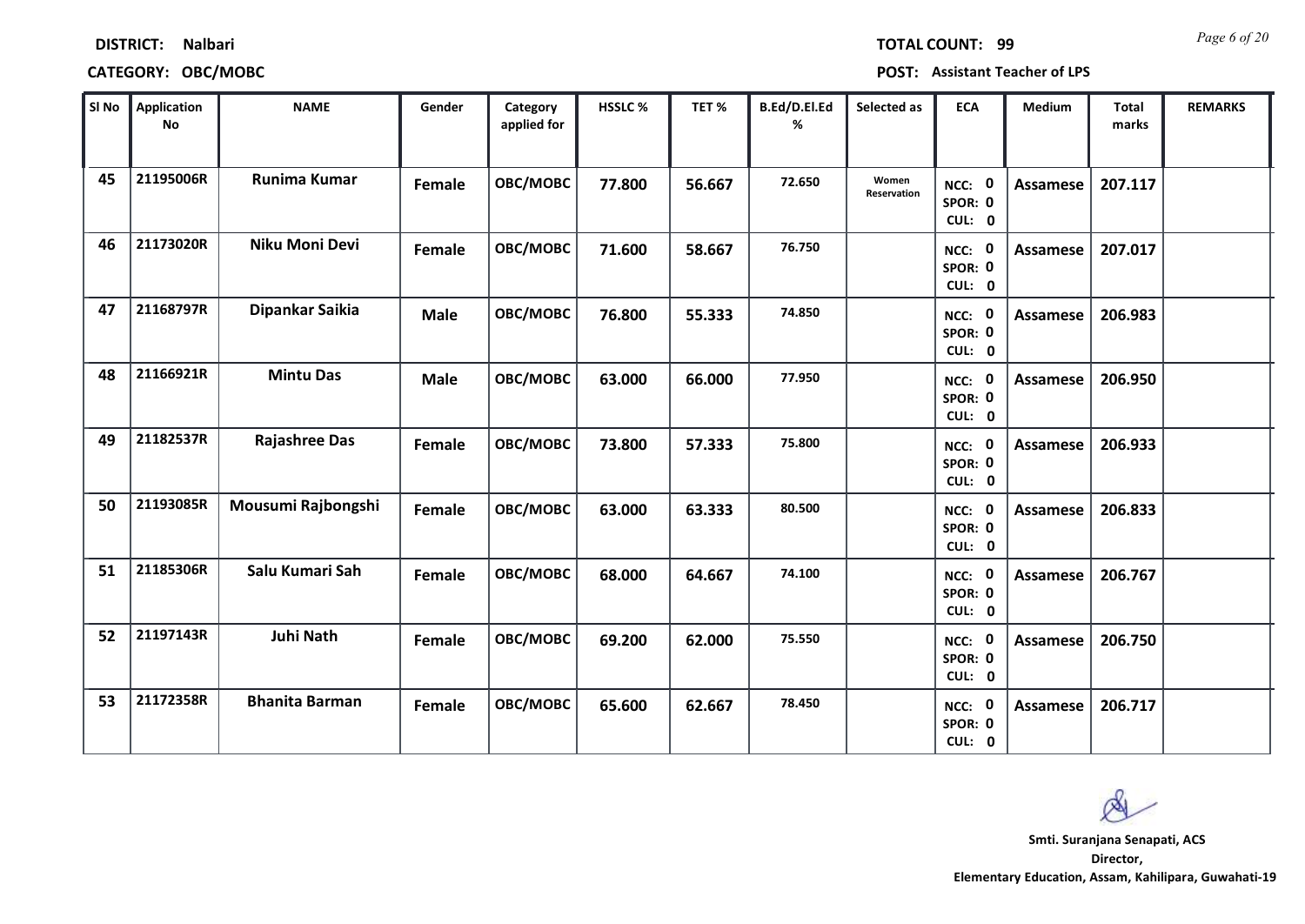**DISTRICT:** Nalbari

**CATEGORY:** OBC/MOBC

**TOTAL COUNT:** 99

**POST:** Assistant Teacher of LPS

| Sl No | Application No | NAME | Gender | Category applied for | HSSLC % | TET % | B.Ed/D.El.Ed % | Selected as | ECA | Medium | Total marks | REMARKS |
|---|---|---|---|---|---|---|---|---|---|---|---|---|
| 45 | 21195006R | Runima Kumar | Female | OBC/MOBC | 77.800 | 56.667 | 72.650 | Women Reservation | NCC: 0 SPOR: 0 CUL: 0 | Assamese | 207.117 | |
| 46 | 21173020R | Niku Moni Devi | Female | OBC/MOBC | 71.600 | 58.667 | 76.750 | | NCC: 0 SPOR: 0 CUL: 0 | Assamese | 207.017 | |
| 47 | 21168797R | Dipankar Saikia | Male | OBC/MOBC | 76.800 | 55.333 | 74.850 | | NCC: 0 SPOR: 0 CUL: 0 | Assamese | 206.983 | |
| 48 | 21166921R | Mintu Das | Male | OBC/MOBC | 63.000 | 66.000 | 77.950 | | NCC: 0 SPOR: 0 CUL: 0 | Assamese | 206.950 | |
| 49 | 21182537R | Rajashree Das | Female | OBC/MOBC | 73.800 | 57.333 | 75.800 | | NCC: 0 SPOR: 0 CUL: 0 | Assamese | 206.933 | |
| 50 | 21193085R | Mousumi Rajbongshi | Female | OBC/MOBC | 63.000 | 63.333 | 80.500 | | NCC: 0 SPOR: 0 CUL: 0 | Assamese | 206.833 | |
| 51 | 21185306R | Salu Kumari Sah | Female | OBC/MOBC | 68.000 | 64.667 | 74.100 | | NCC: 0 SPOR: 0 CUL: 0 | Assamese | 206.767 | |
| 52 | 21197143R | Juhi Nath | Female | OBC/MOBC | 69.200 | 62.000 | 75.550 | | NCC: 0 SPOR: 0 CUL: 0 | Assamese | 206.750 | |
| 53 | 21172358R | Bhanita Barman | Female | OBC/MOBC | 65.600 | 62.667 | 78.450 | | NCC: 0 SPOR: 0 CUL: 0 | Assamese | 206.717 | |

**Smti. Suranjana Senapati, ACS**
**Director,**
**Elementary Education, Assam, Kahilipara, Guwahati-19**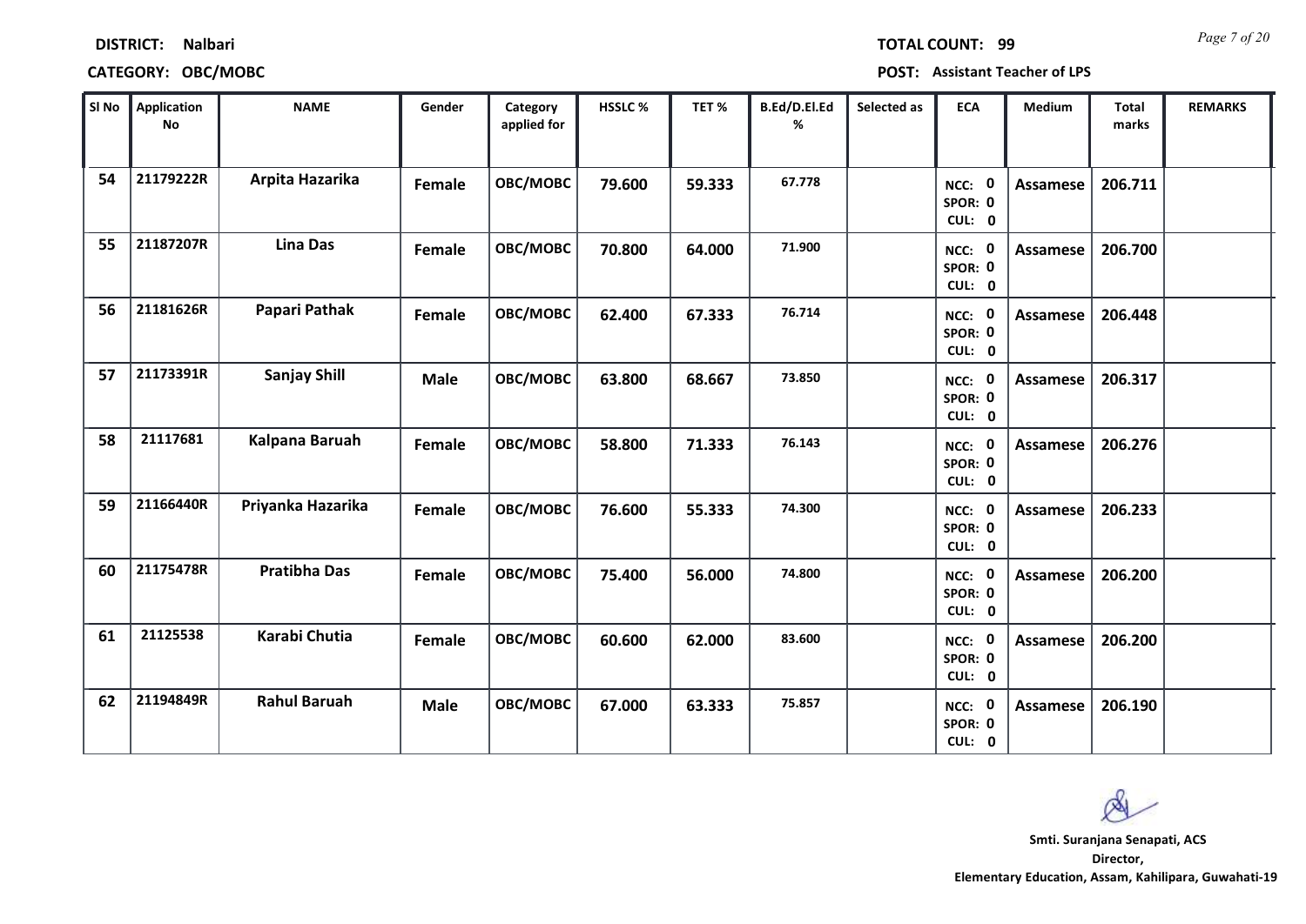**DISTRICT:** Nalbari

**CATEGORY:** OBC/MOBC

**TOTAL COUNT:** 99

**POST:** Assistant Teacher of LPS

| Sl No | Application No | NAME | Gender | Category applied for | HSSLC % | TET % | B.Ed/D.El.Ed % | Selected as | ECA | Medium | Total marks | REMARKS |
|---|---|---|---|---|---|---|---|---|---|---|---|---|
| 54 | 21179222R | Arpita Hazarika | Female | OBC/MOBC | 79.600 | 59.333 | 67.778 | | NCC: 0 SPOR: 0 CUL: 0 | Assamese | 206.711 | |
| 55 | 21187207R | Lina Das | Female | OBC/MOBC | 70.800 | 64.000 | 71.900 | | NCC: 0 SPOR: 0 CUL: 0 | Assamese | 206.700 | |
| 56 | 21181626R | Papari Pathak | Female | OBC/MOBC | 62.400 | 67.333 | 76.714 | | NCC: 0 SPOR: 0 CUL: 0 | Assamese | 206.448 | |
| 57 | 21173391R | Sanjay Shill | Male | OBC/MOBC | 63.800 | 68.667 | 73.850 | | NCC: 0 SPOR: 0 CUL: 0 | Assamese | 206.317 | |
| 58 | 21117681 | Kalpana Baruah | Female | OBC/MOBC | 58.800 | 71.333 | 76.143 | | NCC: 0 SPOR: 0 CUL: 0 | Assamese | 206.276 | |
| 59 | 21166440R | Priyanka Hazarika | Female | OBC/MOBC | 76.600 | 55.333 | 74.300 | | NCC: 0 SPOR: 0 CUL: 0 | Assamese | 206.233 | |
| 60 | 21175478R | Pratibha Das | Female | OBC/MOBC | 75.400 | 56.000 | 74.800 | | NCC: 0 SPOR: 0 CUL: 0 | Assamese | 206.200 | |
| 61 | 21125538 | Karabi Chutia | Female | OBC/MOBC | 60.600 | 62.000 | 83.600 | | NCC: 0 SPOR: 0 CUL: 0 | Assamese | 206.200 | |
| 62 | 21194849R | Rahul Baruah | Male | OBC/MOBC | 67.000 | 63.333 | 75.857 | | NCC: 0 SPOR: 0 CUL: 0 | Assamese | 206.190 | |

**Smti. Suranjana Senapati, ACS**
**Director,**
**Elementary Education, Assam, Kahilipara, Guwahati-19**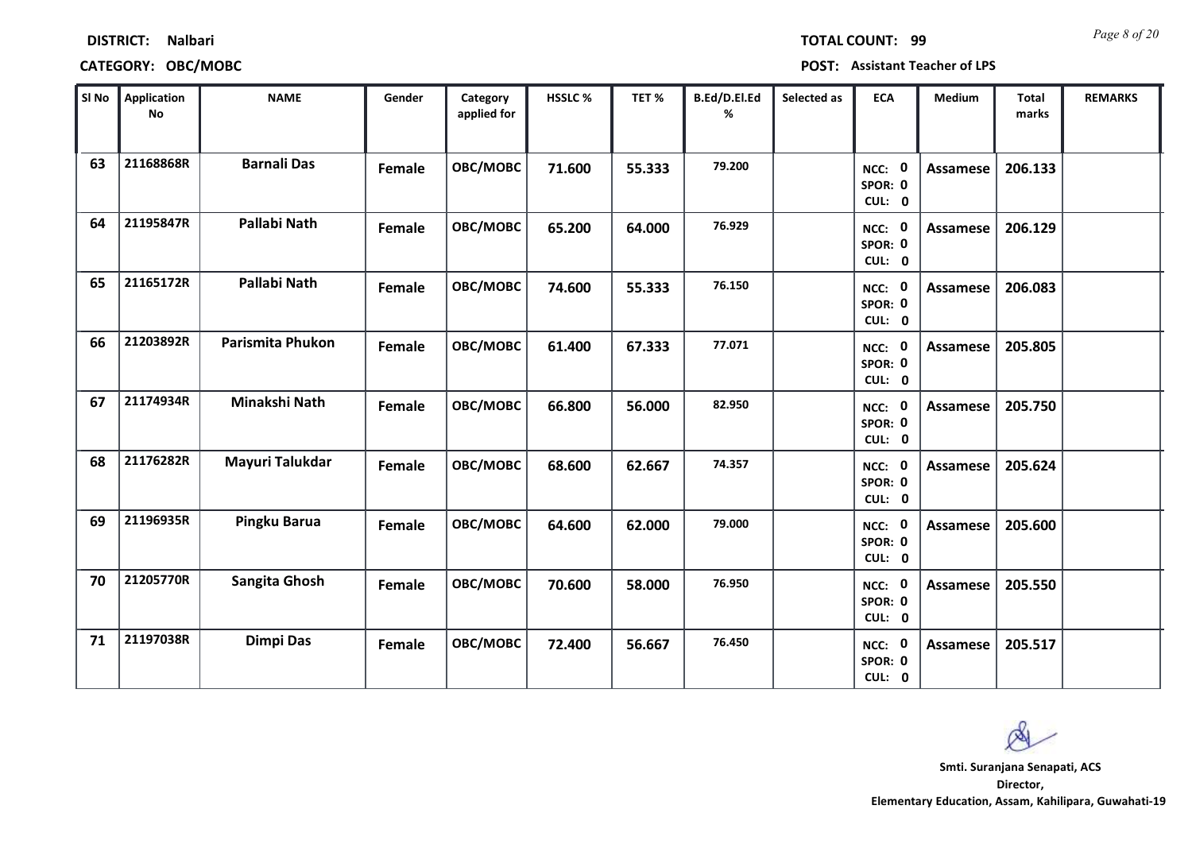**DISTRICT:** Nalbari

**CATEGORY:** OBC/MOBC

**TOTAL COUNT:** 99

**POST:** Assistant Teacher of LPS

| Sl No | Application No | NAME | Gender | Category applied for | HSSLC % | TET % | B.Ed/D.El.Ed % | Selected as | ECA | Medium | Total marks | REMARKS |
|---|---|---|---|---|---|---|---|---|---|---|---|---|
| 63 | 21168868R | Barnali Das | Female | OBC/MOBC | 71.600 | 55.333 | 79.200 | | NCC: 0 SPOR: 0 CUL: 0 | Assamese | 206.133 | |
| 64 | 21195847R | Pallabi Nath | Female | OBC/MOBC | 65.200 | 64.000 | 76.929 | | NCC: 0 SPOR: 0 CUL: 0 | Assamese | 206.129 | |
| 65 | 21165172R | Pallabi Nath | Female | OBC/MOBC | 74.600 | 55.333 | 76.150 | | NCC: 0 SPOR: 0 CUL: 0 | Assamese | 206.083 | |
| 66 | 21203892R | Parismita Phukon | Female | OBC/MOBC | 61.400 | 67.333 | 77.071 | | NCC: 0 SPOR: 0 CUL: 0 | Assamese | 205.805 | |
| 67 | 21174934R | Minakshi Nath | Female | OBC/MOBC | 66.800 | 56.000 | 82.950 | | NCC: 0 SPOR: 0 CUL: 0 | Assamese | 205.750 | |
| 68 | 21176282R | Mayuri Talukdar | Female | OBC/MOBC | 68.600 | 62.667 | 74.357 | | NCC: 0 SPOR: 0 CUL: 0 | Assamese | 205.624 | |
| 69 | 21196935R | Pingku Barua | Female | OBC/MOBC | 64.600 | 62.000 | 79.000 | | NCC: 0 SPOR: 0 CUL: 0 | Assamese | 205.600 | |
| 70 | 21205770R | Sangita Ghosh | Female | OBC/MOBC | 70.600 | 58.000 | 76.950 | | NCC: 0 SPOR: 0 CUL: 0 | Assamese | 205.550 | |
| 71 | 21197038R | Dimpi Das | Female | OBC/MOBC | 72.400 | 56.667 | 76.450 | | NCC: 0 SPOR: 0 CUL: 0 | Assamese | 205.517 | |

**Smti. Suranjana Senapati, ACS**
**Director,**
**Elementary Education, Assam, Kahilipara, Guwahati-19**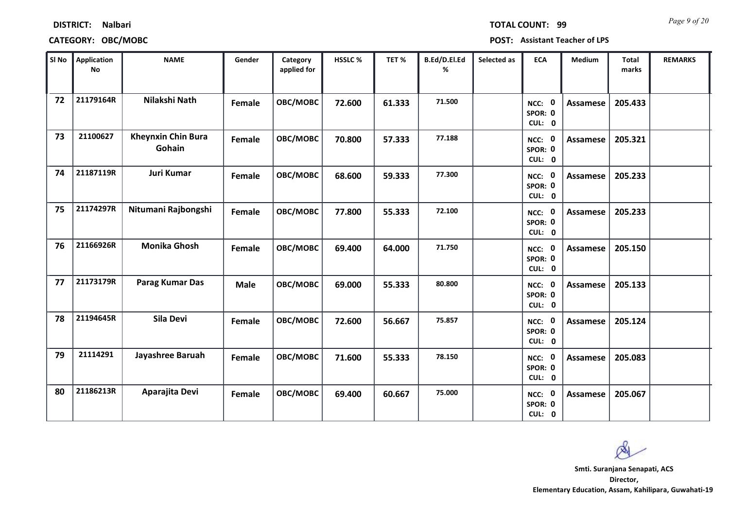**DISTRICT:** Nalbari  **TOTAL COUNT:** 99

**CATEGORY:** OBC/MOBC  **POST:** Assistant Teacher of LPS

| Sl No | Application No | NAME | Gender | Category applied for | HSSLC % | TET % | B.Ed/D.El.Ed % | Selected as | ECA | Medium | Total marks | REMARKS |
|---|---|---|---|---|---|---|---|---|---|---|---|---|
| 72 | 21179164R | Nilakshi Nath | Female | OBC/MOBC | 72.600 | 61.333 | 71.500 | | NCC: 0 SPOR: 0 CUL: 0 | Assamese | 205.433 | |
| 73 | 21100627 | Kheynxin Chin Bura Gohain | Female | OBC/MOBC | 70.800 | 57.333 | 77.188 | | NCC: 0 SPOR: 0 CUL: 0 | Assamese | 205.321 | |
| 74 | 21187119R | Juri Kumar | Female | OBC/MOBC | 68.600 | 59.333 | 77.300 | | NCC: 0 SPOR: 0 CUL: 0 | Assamese | 205.233 | |
| 75 | 21174297R | Nitumani Rajbongshi | Female | OBC/MOBC | 77.800 | 55.333 | 72.100 | | NCC: 0 SPOR: 0 CUL: 0 | Assamese | 205.233 | |
| 76 | 21166926R | Monika Ghosh | Female | OBC/MOBC | 69.400 | 64.000 | 71.750 | | NCC: 0 SPOR: 0 CUL: 0 | Assamese | 205.150 | |
| 77 | 21173179R | Parag Kumar Das | Male | OBC/MOBC | 69.000 | 55.333 | 80.800 | | NCC: 0 SPOR: 0 CUL: 0 | Assamese | 205.133 | |
| 78 | 21194645R | Sila Devi | Female | OBC/MOBC | 72.600 | 56.667 | 75.857 | | NCC: 0 SPOR: 0 CUL: 0 | Assamese | 205.124 | |
| 79 | 21114291 | Jayashree Baruah | Female | OBC/MOBC | 71.600 | 55.333 | 78.150 | | NCC: 0 SPOR: 0 CUL: 0 | Assamese | 205.083 | |
| 80 | 21186213R | Aparajita Devi | Female | OBC/MOBC | 69.400 | 60.667 | 75.000 | | NCC: 0 SPOR: 0 CUL: 0 | Assamese | 205.067 | |

**Smti. Suranjana Senapati, ACS**
**Director,**
**Elementary Education, Assam, Kahilipara, Guwahati-19**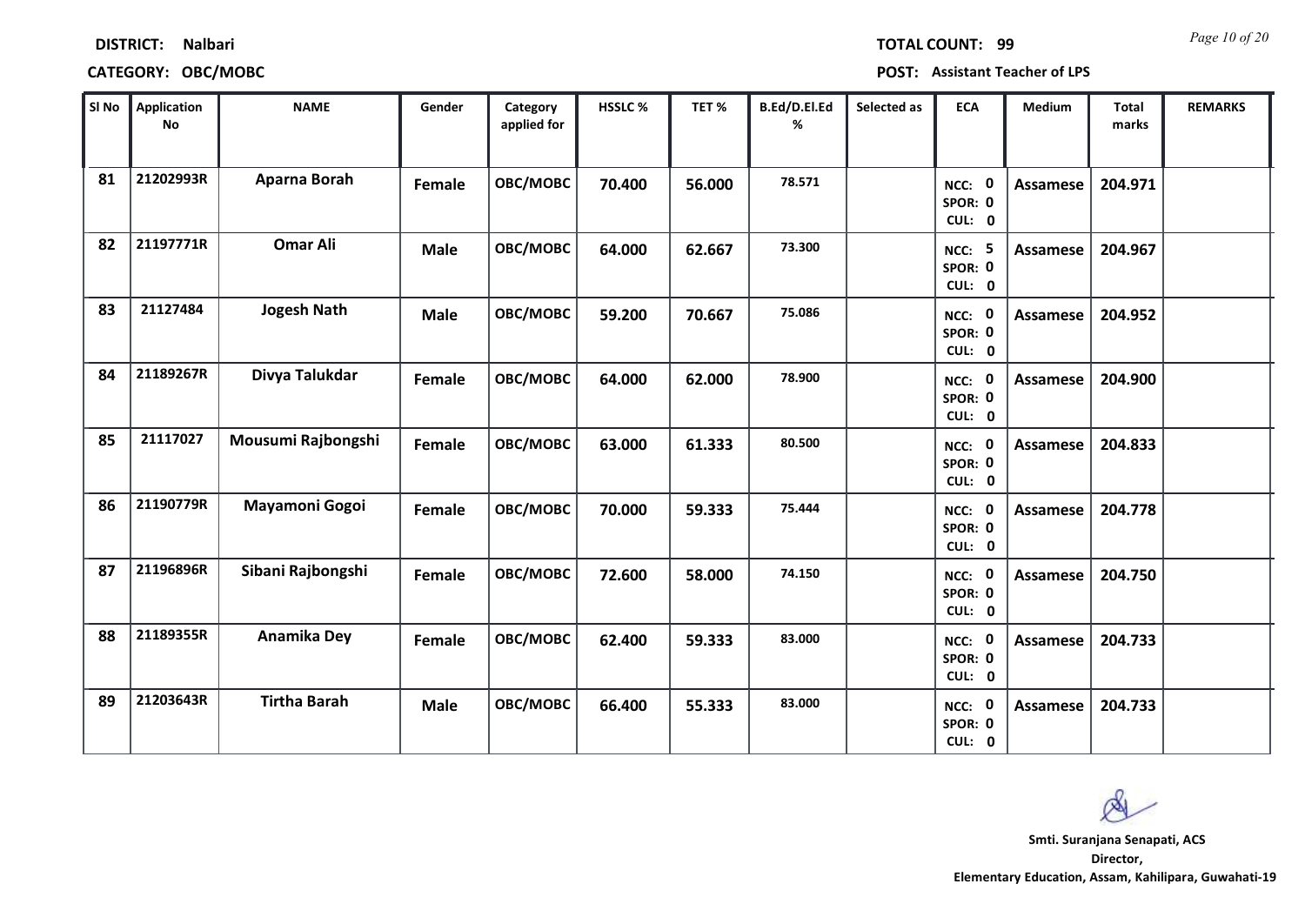**DISTRICT:** Nalbari

**TOTAL COUNT:** 99

**CATEGORY:** OBC/MOBC

**POST:** Assistant Teacher of LPS

| Sl No | Application No | NAME | Gender | Category applied for | HSSLC % | TET % | B.Ed/D.El.Ed % | Selected as | ECA | Medium | Total marks | REMARKS |
|---|---|---|---|---|---|---|---|---|---|---|---|---|
| 81 | 21202993R | Aparna Borah | Female | OBC/MOBC | 70.400 | 56.000 | 78.571 | | NCC: 0 SPOR: 0 CUL: 0 | Assamese | 204.971 | |
| 82 | 21197771R | Omar Ali | Male | OBC/MOBC | 64.000 | 62.667 | 73.300 | | NCC: 5 SPOR: 0 CUL: 0 | Assamese | 204.967 | |
| 83 | 21127484 | Jogesh Nath | Male | OBC/MOBC | 59.200 | 70.667 | 75.086 | | NCC: 0 SPOR: 0 CUL: 0 | Assamese | 204.952 | |
| 84 | 21189267R | Divya Talukdar | Female | OBC/MOBC | 64.000 | 62.000 | 78.900 | | NCC: 0 SPOR: 0 CUL: 0 | Assamese | 204.900 | |
| 85 | 21117027 | Mousumi Rajbongshi | Female | OBC/MOBC | 63.000 | 61.333 | 80.500 | | NCC: 0 SPOR: 0 CUL: 0 | Assamese | 204.833 | |
| 86 | 21190779R | Mayamoni Gogoi | Female | OBC/MOBC | 70.000 | 59.333 | 75.444 | | NCC: 0 SPOR: 0 CUL: 0 | Assamese | 204.778 | |
| 87 | 21196896R | Sibani Rajbongshi | Female | OBC/MOBC | 72.600 | 58.000 | 74.150 | | NCC: 0 SPOR: 0 CUL: 0 | Assamese | 204.750 | |
| 88 | 21189355R | Anamika Dey | Female | OBC/MOBC | 62.400 | 59.333 | 83.000 | | NCC: 0 SPOR: 0 CUL: 0 | Assamese | 204.733 | |
| 89 | 21203643R | Tirtha Barah | Male | OBC/MOBC | 66.400 | 55.333 | 83.000 | | NCC: 0 SPOR: 0 CUL: 0 | Assamese | 204.733 | |

**Smti. Suranjana Senapati, ACS**
**Director,**
**Elementary Education, Assam, Kahilipara, Guwahati-19**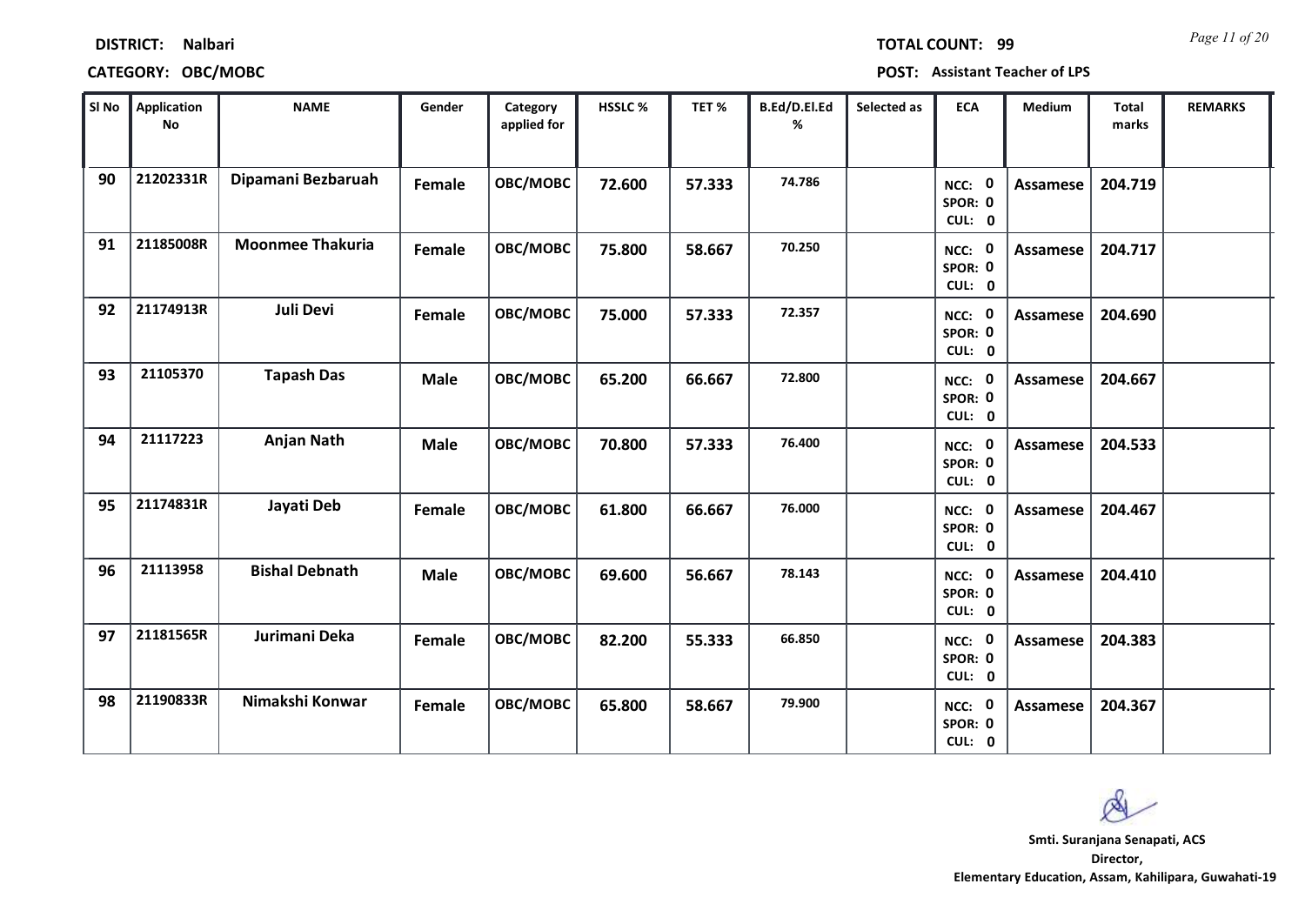**DISTRICT:** Nalbari

**CATEGORY:** OBC/MOBC

**TOTAL COUNT:** 99

**POST:** Assistant Teacher of LPS

| Sl No | Application No | NAME | Gender | Category applied for | HSSLC % | TET % | B.Ed/D.El.Ed % | Selected as | ECA | Medium | Total marks | REMARKS |
|---|---|---|---|---|---|---|---|---|---|---|---|---|
| 90 | 21202331R | Dipamani Bezbaruah | Female | OBC/MOBC | 72.600 | 57.333 | 74.786 | | NCC: 0 SPOR: 0 CUL: 0 | Assamese | 204.719 | |
| 91 | 21185008R | Moonmee Thakuria | Female | OBC/MOBC | 75.800 | 58.667 | 70.250 | | NCC: 0 SPOR: 0 CUL: 0 | Assamese | 204.717 | |
| 92 | 21174913R | Juli Devi | Female | OBC/MOBC | 75.000 | 57.333 | 72.357 | | NCC: 0 SPOR: 0 CUL: 0 | Assamese | 204.690 | |
| 93 | 21105370 | Tapash Das | Male | OBC/MOBC | 65.200 | 66.667 | 72.800 | | NCC: 0 SPOR: 0 CUL: 0 | Assamese | 204.667 | |
| 94 | 21117223 | Anjan Nath | Male | OBC/MOBC | 70.800 | 57.333 | 76.400 | | NCC: 0 SPOR: 0 CUL: 0 | Assamese | 204.533 | |
| 95 | 21174831R | Jayati Deb | Female | OBC/MOBC | 61.800 | 66.667 | 76.000 | | NCC: 0 SPOR: 0 CUL: 0 | Assamese | 204.467 | |
| 96 | 21113958 | Bishal Debnath | Male | OBC/MOBC | 69.600 | 56.667 | 78.143 | | NCC: 0 SPOR: 0 CUL: 0 | Assamese | 204.410 | |
| 97 | 21181565R | Jurimani Deka | Female | OBC/MOBC | 82.200 | 55.333 | 66.850 | | NCC: 0 SPOR: 0 CUL: 0 | Assamese | 204.383 | |
| 98 | 21190833R | Nimakshi Konwar | Female | OBC/MOBC | 65.800 | 58.667 | 79.900 | | NCC: 0 SPOR: 0 CUL: 0 | Assamese | 204.367 | |

**Smti. Suranjana Senapati, ACS**
**Director,**
**Elementary Education, Assam, Kahilipara, Guwahati-19**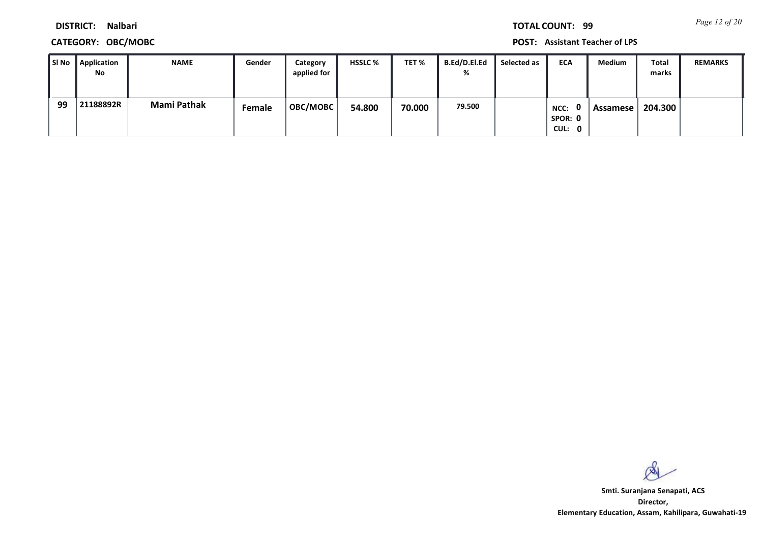**DISTRICT:** Nalbari

**CATEGORY:** OBC/MOBC

**TOTAL COUNT:** 99

**POST:** Assistant Teacher of LPS

| Sl No | Application No | NAME | Gender | Category applied for | HSSLC % | TET % | B.Ed/D.El.Ed % | Selected as | ECA | Medium | Total marks | REMARKS |
|---|---|---|---|---|---|---|---|---|---|---|---|---|
| 99 | 21188892R | Mami Pathak | Female | OBC/MOBC | 54.800 | 70.000 | 79.500 | | NCC: 0 SPOR: 0 CUL: 0 | Assamese | 204.300 | |

**Smti. Suranjana Senapati, ACS**
**Director,**
**Elementary Education, Assam, Kahilipara, Guwahati-19**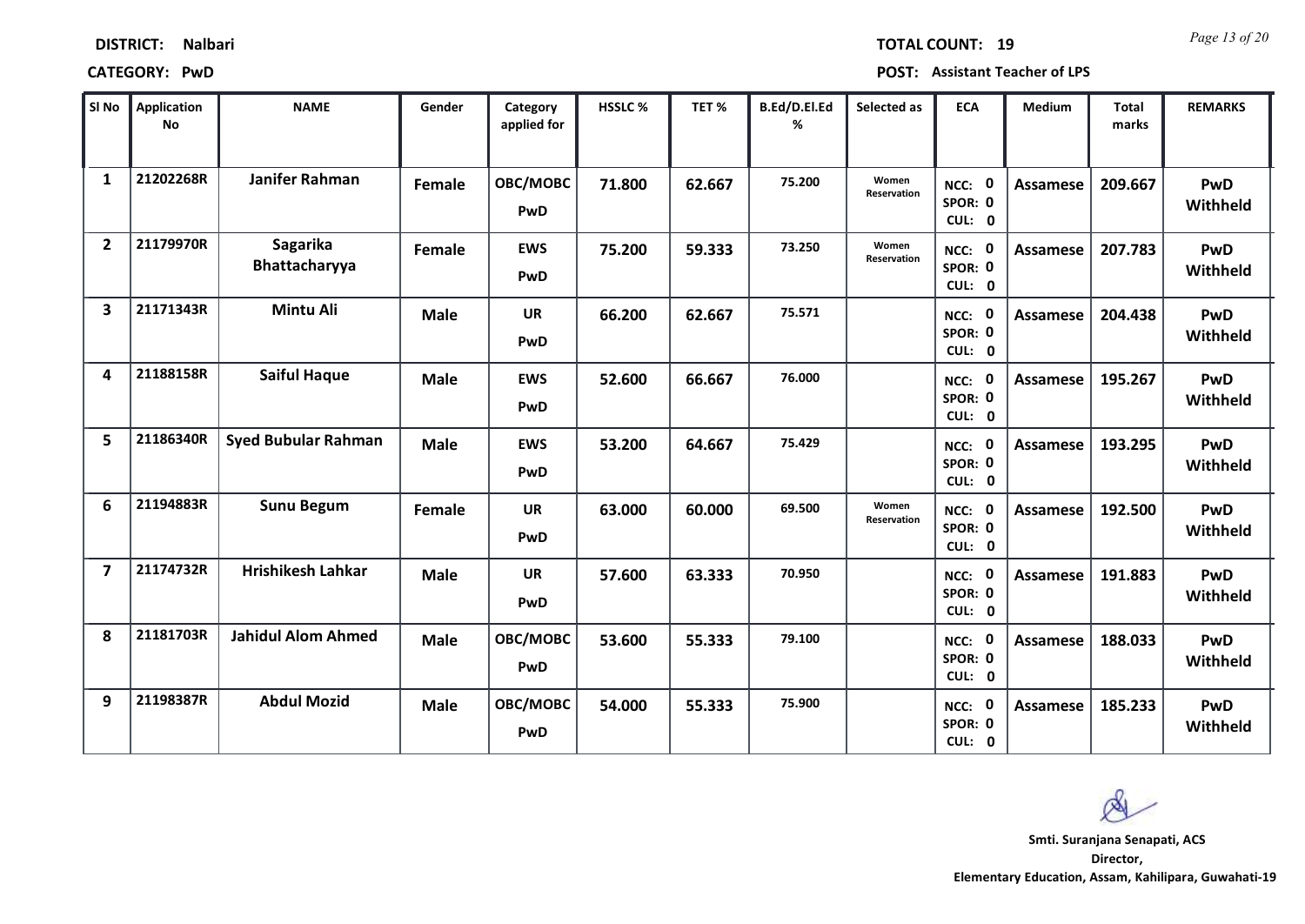**DISTRICT:** Nalbari **TOTAL COUNT:** 19

**CATEGORY:** PwD **POST:** Assistant Teacher of LPS

| Sl No | Application No | NAME | Gender | Category applied for | HSSLC % | TET % | B.Ed/D.El.Ed % | Selected as | ECA | Medium | Total marks | REMARKS |
|---|---|---|---|---|---|---|---|---|---|---|---|---|
| 1 | 21202268R | Janifer Rahman | Female | OBC/MOBC PwD | 71.800 | 62.667 | 75.200 | Women Reservation | NCC: 0 SPOR: 0 CUL: 0 | Assamese | 209.667 | PwD Withheld |
| 2 | 21179970R | Sagarika Bhattacharyya | Female | EWS PwD | 75.200 | 59.333 | 73.250 | Women Reservation | NCC: 0 SPOR: 0 CUL: 0 | Assamese | 207.783 | PwD Withheld |
| 3 | 21171343R | Mintu Ali | Male | UR PwD | 66.200 | 62.667 | 75.571 | | NCC: 0 SPOR: 0 CUL: 0 | Assamese | 204.438 | PwD Withheld |
| 4 | 21188158R | Saiful Haque | Male | EWS PwD | 52.600 | 66.667 | 76.000 | | NCC: 0 SPOR: 0 CUL: 0 | Assamese | 195.267 | PwD Withheld |
| 5 | 21186340R | Syed Bubular Rahman | Male | EWS PwD | 53.200 | 64.667 | 75.429 | | NCC: 0 SPOR: 0 CUL: 0 | Assamese | 193.295 | PwD Withheld |
| 6 | 21194883R | Sunu Begum | Female | UR PwD | 63.000 | 60.000 | 69.500 | Women Reservation | NCC: 0 SPOR: 0 CUL: 0 | Assamese | 192.500 | PwD Withheld |
| 7 | 21174732R | Hrishikesh Lahkar | Male | UR PwD | 57.600 | 63.333 | 70.950 | | NCC: 0 SPOR: 0 CUL: 0 | Assamese | 191.883 | PwD Withheld |
| 8 | 21181703R | Jahidul Alom Ahmed | Male | OBC/MOBC PwD | 53.600 | 55.333 | 79.100 | | NCC: 0 SPOR: 0 CUL: 0 | Assamese | 188.033 | PwD Withheld |
| 9 | 21198387R | Abdul Mozid | Male | OBC/MOBC PwD | 54.000 | 55.333 | 75.900 | | NCC: 0 SPOR: 0 CUL: 0 | Assamese | 185.233 | PwD Withheld |

**Smti. Suranjana Senapati, ACS**
**Director,**
**Elementary Education, Assam, Kahilipara, Guwahati-19**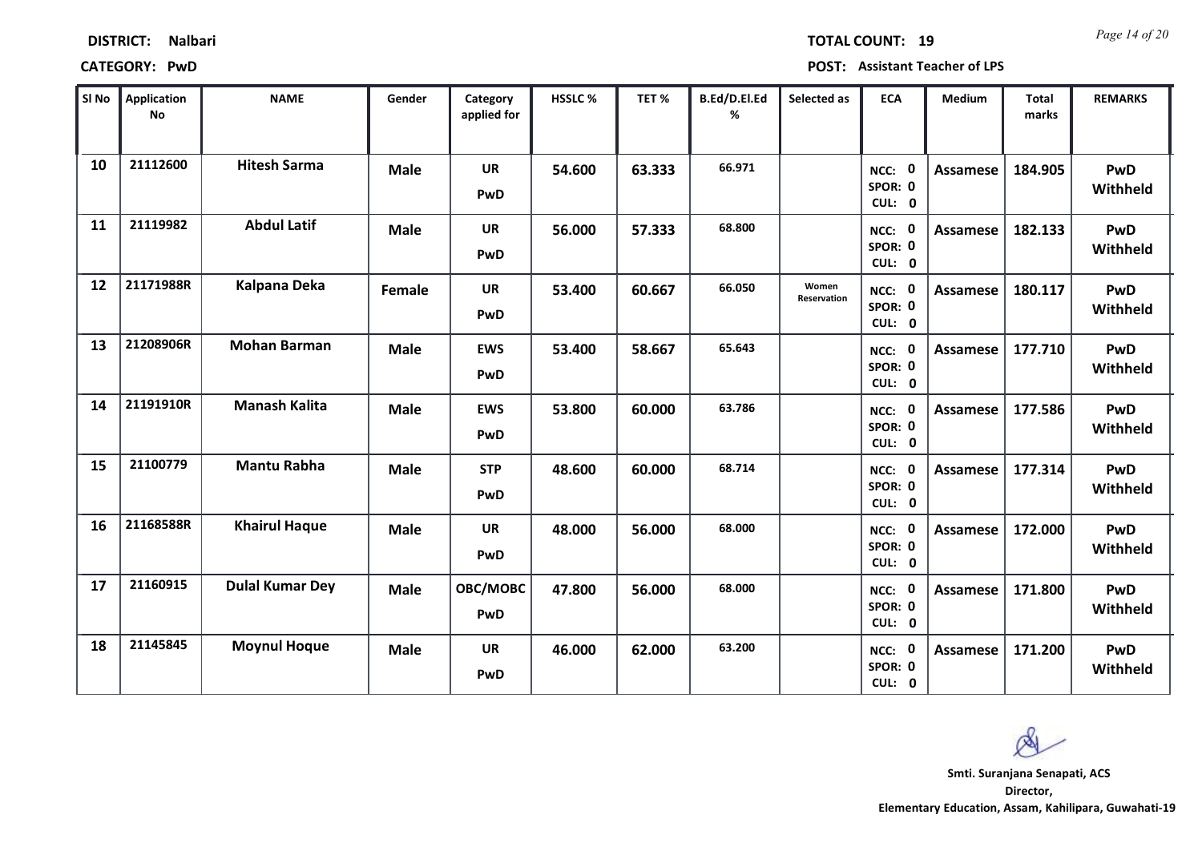**DISTRICT:** Nalbari

**TOTAL COUNT:** 19

**CATEGORY:** PwD

**POST:** Assistant Teacher of LPS

| Sl No | Application No | NAME | Gender | Category applied for | HSSLC % | TET % | B.Ed/D.El.Ed % | Selected as | ECA | Medium | Total marks | REMARKS |
|---|---|---|---|---|---|---|---|---|---|---|---|---|
| 10 | 21112600 | Hitesh Sarma | Male | UR PwD | 54.600 | 63.333 | 66.971 | | NCC: 0 SPOR: 0 CUL: 0 | Assamese | 184.905 | PwD Withheld |
| 11 | 21119982 | Abdul Latif | Male | UR PwD | 56.000 | 57.333 | 68.800 | | NCC: 0 SPOR: 0 CUL: 0 | Assamese | 182.133 | PwD Withheld |
| 12 | 21171988R | Kalpana Deka | Female | UR PwD | 53.400 | 60.667 | 66.050 | Women Reservation | NCC: 0 SPOR: 0 CUL: 0 | Assamese | 180.117 | PwD Withheld |
| 13 | 21208906R | Mohan Barman | Male | EWS PwD | 53.400 | 58.667 | 65.643 | | NCC: 0 SPOR: 0 CUL: 0 | Assamese | 177.710 | PwD Withheld |
| 14 | 21191910R | Manash Kalita | Male | EWS PwD | 53.800 | 60.000 | 63.786 | | NCC: 0 SPOR: 0 CUL: 0 | Assamese | 177.586 | PwD Withheld |
| 15 | 21100779 | Mantu Rabha | Male | STP PwD | 48.600 | 60.000 | 68.714 | | NCC: 0 SPOR: 0 CUL: 0 | Assamese | 177.314 | PwD Withheld |
| 16 | 21168588R | Khairul Haque | Male | UR PwD | 48.000 | 56.000 | 68.000 | | NCC: 0 SPOR: 0 CUL: 0 | Assamese | 172.000 | PwD Withheld |
| 17 | 21160915 | Dulal Kumar Dey | Male | OBC/MOBC PwD | 47.800 | 56.000 | 68.000 | | NCC: 0 SPOR: 0 CUL: 0 | Assamese | 171.800 | PwD Withheld |
| 18 | 21145845 | Moynul Hoque | Male | UR PwD | 46.000 | 62.000 | 63.200 | | NCC: 0 SPOR: 0 CUL: 0 | Assamese | 171.200 | PwD Withheld |

**Smti. Suranjana Senapati, ACS**
**Director,**
**Elementary Education, Assam, Kahilipara, Guwahati-19**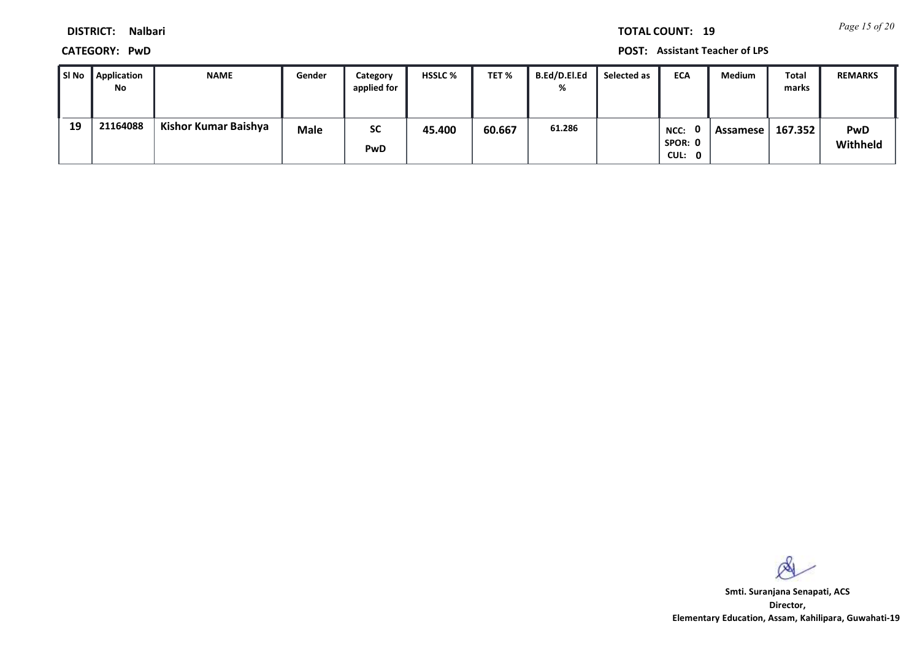**DISTRICT:** Nalbari

**TOTAL COUNT:** 19

**CATEGORY:** PwD

**POST:** Assistant Teacher of LPS

| Sl No | Application No | NAME | Gender | Category applied for | HSSLC % | TET % | B.Ed/D.El.Ed % | Selected as | ECA | Medium | Total marks | REMARKS |
|---|---|---|---|---|---|---|---|---|---|---|---|---|
| 19 | 21164088 | Kishor Kumar Baishya | Male | SC PwD | 45.400 | 60.667 | 61.286 | | NCC: 0 SPOR: 0 CUL: 0 | Assamese | 167.352 | PwD Withheld |

**Smti. Suranjana Senapati, ACS**
**Director,**
**Elementary Education, Assam, Kahilipara, Guwahati-19**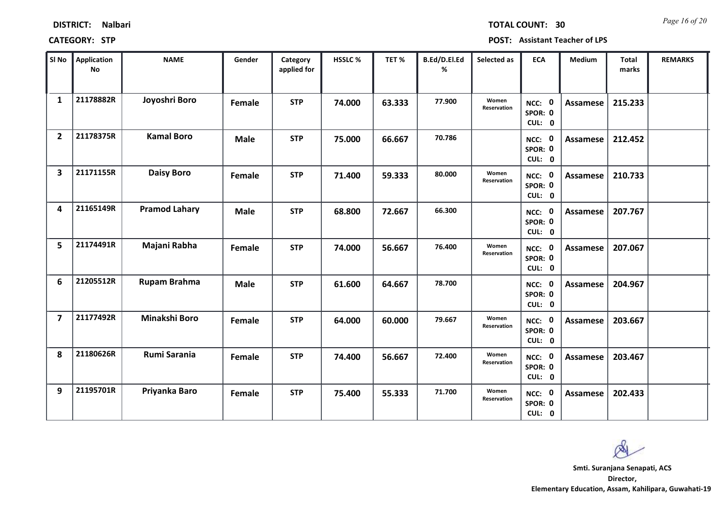**DISTRICT:** Nalbari  **TOTAL COUNT:** 30

**CATEGORY:** STP  **POST:** Assistant Teacher of LPS

| Sl No | Application No | NAME | Gender | Category applied for | HSSLC % | TET % | B.Ed/D.El.Ed % | Selected as | ECA | Medium | Total marks | REMARKS |
|---|---|---|---|---|---|---|---|---|---|---|---|---|
| 1 | 21178882R | Joyoshri Boro | Female | STP | 74.000 | 63.333 | 77.900 | Women Reservation | NCC: 0 SPOR: 0 CUL: 0 | Assamese | 215.233 | |
| 2 | 21178375R | Kamal Boro | Male | STP | 75.000 | 66.667 | 70.786 | | NCC: 0 SPOR: 0 CUL: 0 | Assamese | 212.452 | |
| 3 | 21171155R | Daisy Boro | Female | STP | 71.400 | 59.333 | 80.000 | Women Reservation | NCC: 0 SPOR: 0 CUL: 0 | Assamese | 210.733 | |
| 4 | 21165149R | Pramod Lahary | Male | STP | 68.800 | 72.667 | 66.300 | | NCC: 0 SPOR: 0 CUL: 0 | Assamese | 207.767 | |
| 5 | 21174491R | Majani Rabha | Female | STP | 74.000 | 56.667 | 76.400 | Women Reservation | NCC: 0 SPOR: 0 CUL: 0 | Assamese | 207.067 | |
| 6 | 21205512R | Rupam Brahma | Male | STP | 61.600 | 64.667 | 78.700 | | NCC: 0 SPOR: 0 CUL: 0 | Assamese | 204.967 | |
| 7 | 21177492R | Minakshi Boro | Female | STP | 64.000 | 60.000 | 79.667 | Women Reservation | NCC: 0 SPOR: 0 CUL: 0 | Assamese | 203.667 | |
| 8 | 21180626R | Rumi Sarania | Female | STP | 74.400 | 56.667 | 72.400 | Women Reservation | NCC: 0 SPOR: 0 CUL: 0 | Assamese | 203.467 | |
| 9 | 21195701R | Priyanka Baro | Female | STP | 75.400 | 55.333 | 71.700 | Women Reservation | NCC: 0 SPOR: 0 CUL: 0 | Assamese | 202.433 | |

**Smti. Suranjana Senapati, ACS**
**Director,**
**Elementary Education, Assam, Kahilipara, Guwahati-19**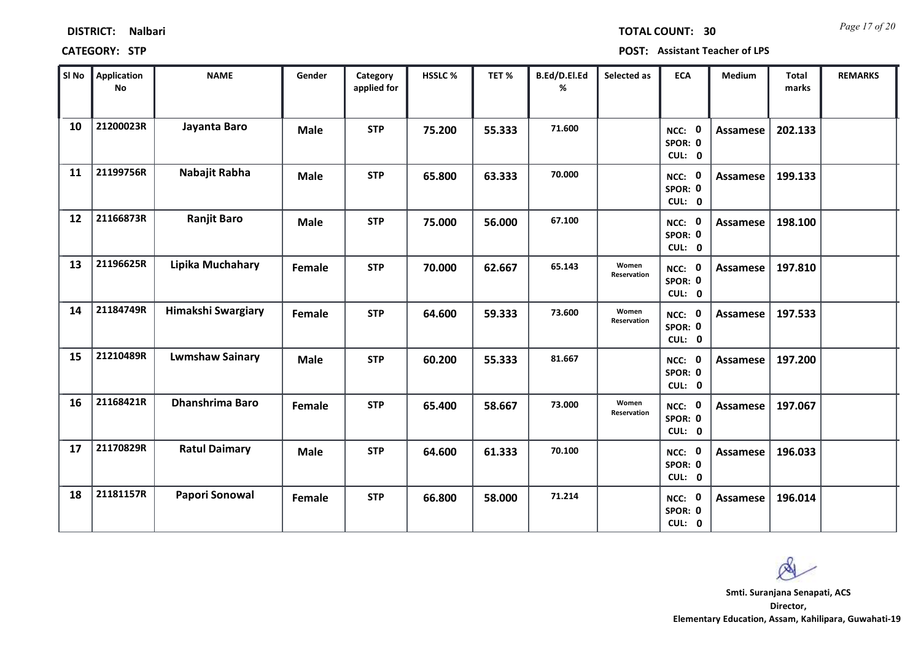**DISTRICT:** Nalbari **TOTAL COUNT:** 30

**CATEGORY:** STP **POST:** Assistant Teacher of LPS

| Sl No | Application No | NAME | Gender | Category applied for | HSSLC % | TET % | B.Ed/D.El.Ed % | Selected as | ECA | Medium | Total marks | REMARKS |
|---|---|---|---|---|---|---|---|---|---|---|---|---|
| 10 | 21200023R | Jayanta Baro | Male | STP | 75.200 | 55.333 | 71.600 | | NCC: 0 SPOR: 0 CUL: 0 | Assamese | 202.133 | |
| 11 | 21199756R | Nabajit Rabha | Male | STP | 65.800 | 63.333 | 70.000 | | NCC: 0 SPOR: 0 CUL: 0 | Assamese | 199.133 | |
| 12 | 21166873R | Ranjit Baro | Male | STP | 75.000 | 56.000 | 67.100 | | NCC: 0 SPOR: 0 CUL: 0 | Assamese | 198.100 | |
| 13 | 21196625R | Lipika Muchahary | Female | STP | 70.000 | 62.667 | 65.143 | Women Reservation | NCC: 0 SPOR: 0 CUL: 0 | Assamese | 197.810 | |
| 14 | 21184749R | Himakshi Swargiary | Female | STP | 64.600 | 59.333 | 73.600 | Women Reservation | NCC: 0 SPOR: 0 CUL: 0 | Assamese | 197.533 | |
| 15 | 21210489R | Lwmshaw Sainary | Male | STP | 60.200 | 55.333 | 81.667 | | NCC: 0 SPOR: 0 CUL: 0 | Assamese | 197.200 | |
| 16 | 21168421R | Dhanshrima Baro | Female | STP | 65.400 | 58.667 | 73.000 | Women Reservation | NCC: 0 SPOR: 0 CUL: 0 | Assamese | 197.067 | |
| 17 | 21170829R | Ratul Daimary | Male | STP | 64.600 | 61.333 | 70.100 | | NCC: 0 SPOR: 0 CUL: 0 | Assamese | 196.033 | |
| 18 | 21181157R | Papori Sonowal | Female | STP | 66.800 | 58.000 | 71.214 | | NCC: 0 SPOR: 0 CUL: 0 | Assamese | 196.014 | |

**Smti. Suranjana Senapati, ACS**
**Director,**
**Elementary Education, Assam, Kahilipara, Guwahati-19**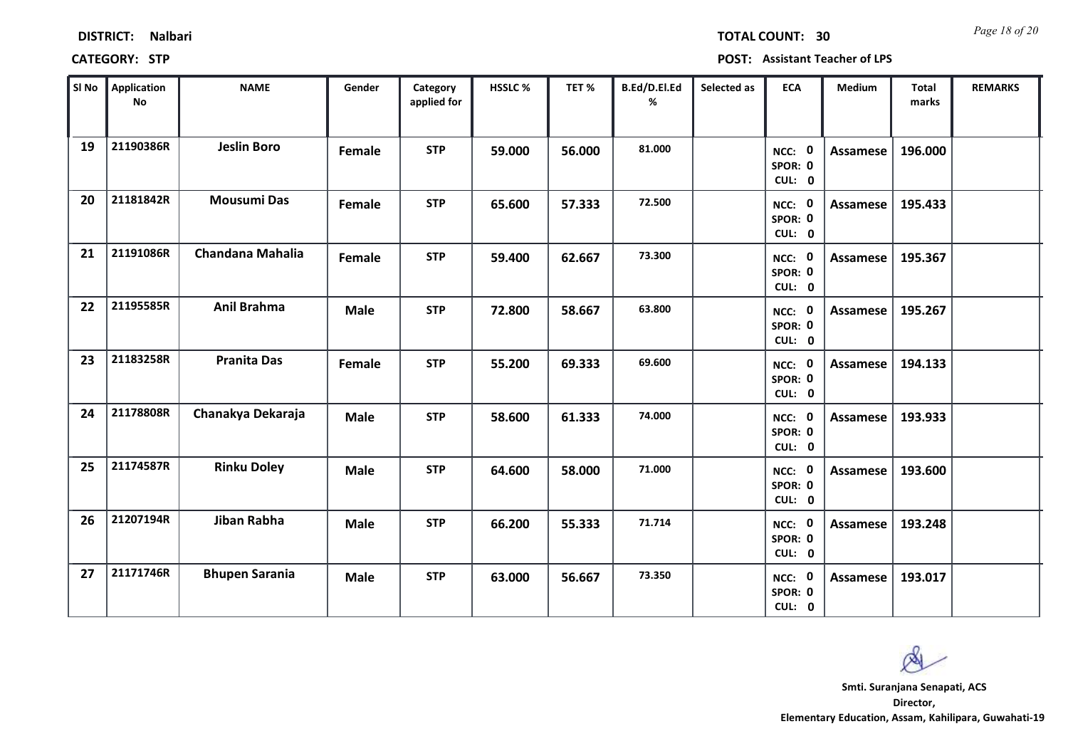**DISTRICT:** Nalbari  **TOTAL COUNT:** 30

**CATEGORY:** STP  **POST:** Assistant Teacher of LPS

| Sl No | Application No | NAME | Gender | Category applied for | HSSLC % | TET % | B.Ed/D.El.Ed % | Selected as | ECA | Medium | Total marks | REMARKS |
|---|---|---|---|---|---|---|---|---|---|---|---|---|
| 19 | 21190386R | Jeslin Boro | Female | STP | 59.000 | 56.000 | 81.000 | | NCC: 0 SPOR: 0 CUL: 0 | Assamese | 196.000 | |
| 20 | 21181842R | Mousumi Das | Female | STP | 65.600 | 57.333 | 72.500 | | NCC: 0 SPOR: 0 CUL: 0 | Assamese | 195.433 | |
| 21 | 21191086R | Chandana Mahalia | Female | STP | 59.400 | 62.667 | 73.300 | | NCC: 0 SPOR: 0 CUL: 0 | Assamese | 195.367 | |
| 22 | 21195585R | Anil Brahma | Male | STP | 72.800 | 58.667 | 63.800 | | NCC: 0 SPOR: 0 CUL: 0 | Assamese | 195.267 | |
| 23 | 21183258R | Pranita Das | Female | STP | 55.200 | 69.333 | 69.600 | | NCC: 0 SPOR: 0 CUL: 0 | Assamese | 194.133 | |
| 24 | 21178808R | Chanakya Dekaraja | Male | STP | 58.600 | 61.333 | 74.000 | | NCC: 0 SPOR: 0 CUL: 0 | Assamese | 193.933 | |
| 25 | 21174587R | Rinku Doley | Male | STP | 64.600 | 58.000 | 71.000 | | NCC: 0 SPOR: 0 CUL: 0 | Assamese | 193.600 | |
| 26 | 21207194R | Jiban Rabha | Male | STP | 66.200 | 55.333 | 71.714 | | NCC: 0 SPOR: 0 CUL: 0 | Assamese | 193.248 | |
| 27 | 21171746R | Bhupen Sarania | Male | STP | 63.000 | 56.667 | 73.350 | | NCC: 0 SPOR: 0 CUL: 0 | Assamese | 193.017 | |

**Smti. Suranjana Senapati, ACS**
**Director,**
**Elementary Education, Assam, Kahilipara, Guwahati-19**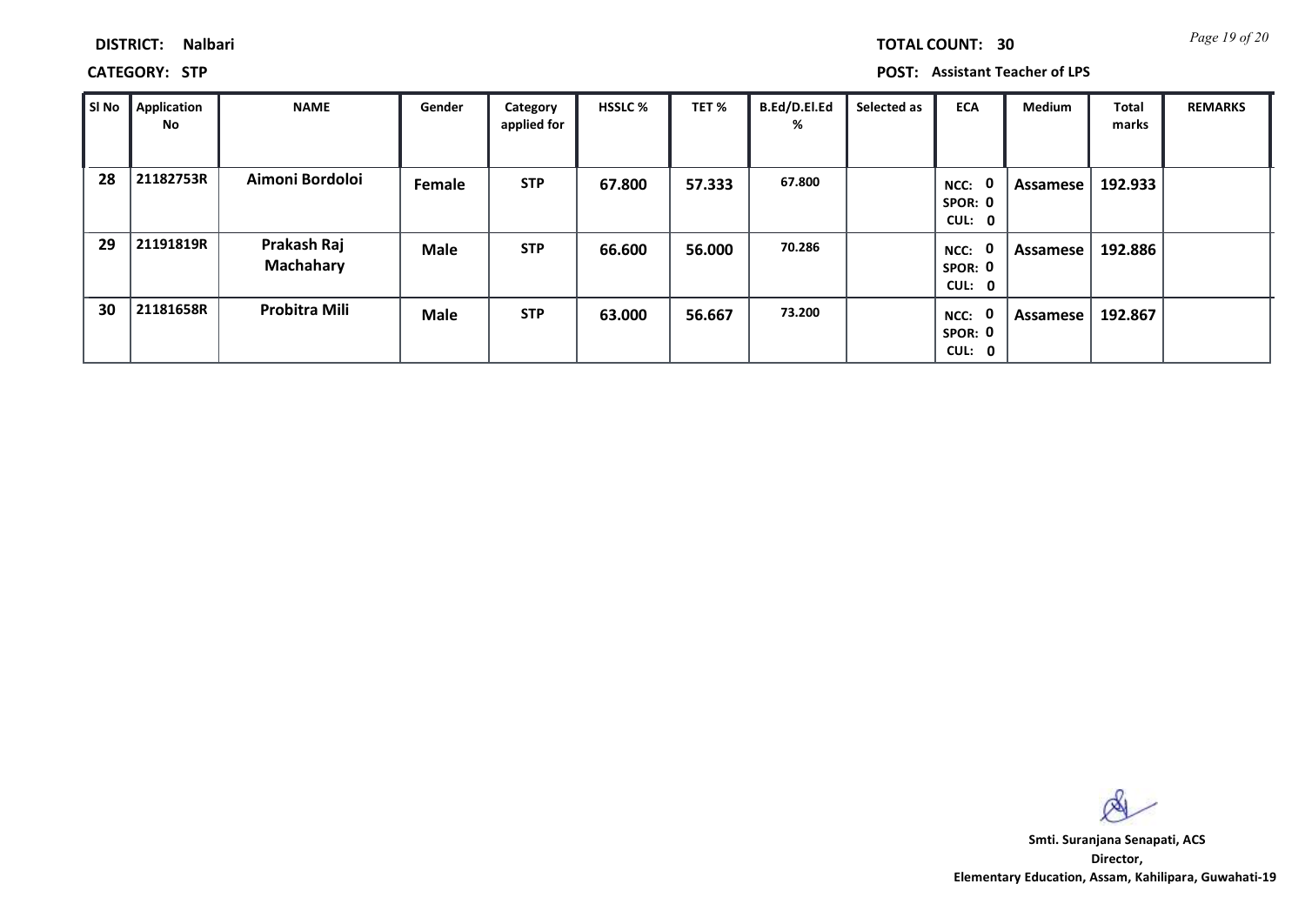**DISTRICT:** Nalbari

**TOTAL COUNT:** 30

**CATEGORY:** STP

**POST:** Assistant Teacher of LPS

| Sl No | Application No | NAME | Gender | Category applied for | HSSLC % | TET % | B.Ed/D.El.Ed % | Selected as | ECA | Medium | Total marks | REMARKS |
|---|---|---|---|---|---|---|---|---|---|---|---|---|
| 28 | 21182753R | Aimoni Bordoloi | Female | STP | 67.800 | 57.333 | 67.800 | | NCC: 0 SPOR: 0 CUL: 0 | Assamese | 192.933 | |
| 29 | 21191819R | Prakash Raj Machahary | Male | STP | 66.600 | 56.000 | 70.286 | | NCC: 0 SPOR: 0 CUL: 0 | Assamese | 192.886 | |
| 30 | 21181658R | Probitra Mili | Male | STP | 63.000 | 56.667 | 73.200 | | NCC: 0 SPOR: 0 CUL: 0 | Assamese | 192.867 | |

**Smti. Suranjana Senapati, ACS**
**Director,**
**Elementary Education, Assam, Kahilipara, Guwahati-19**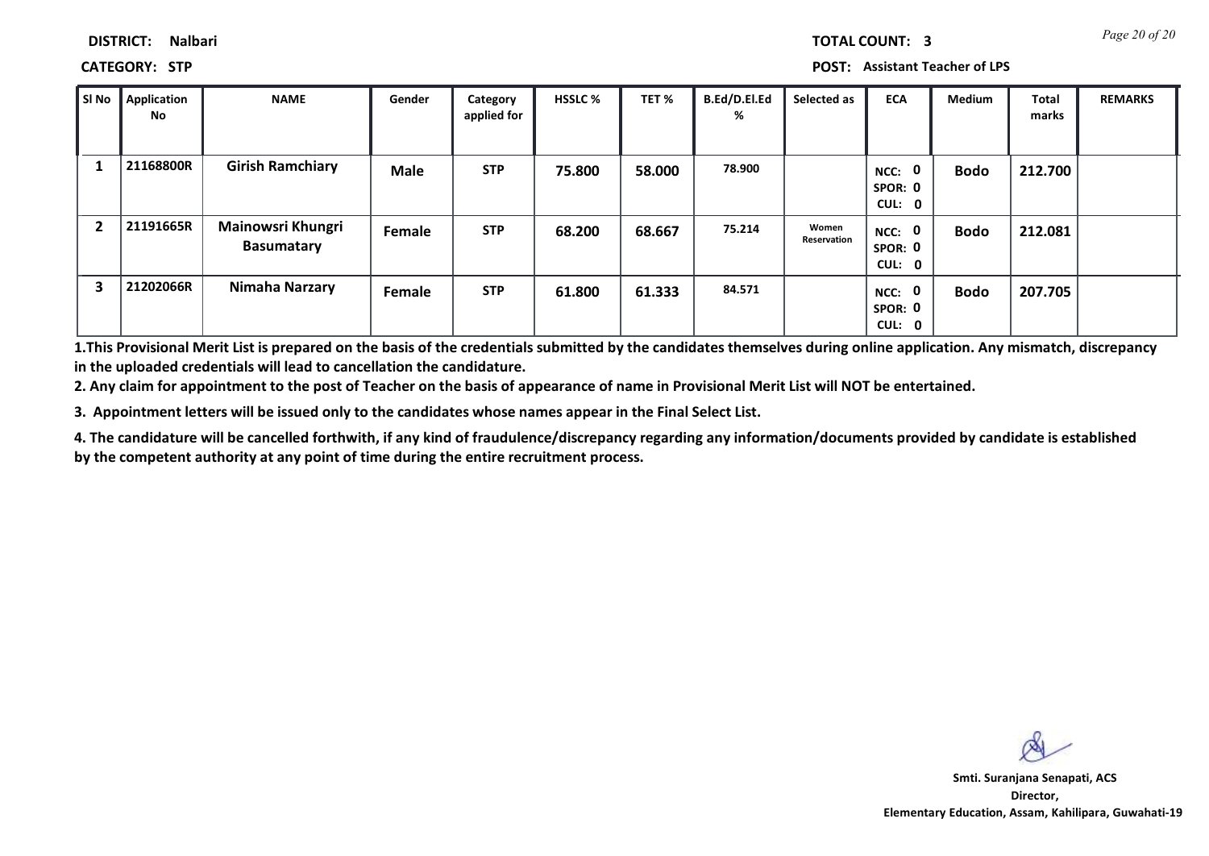**DISTRICT:** Nalbari **TOTAL COUNT:** 3

**CATEGORY:** STP **POST:** Assistant Teacher of LPS

| Sl No | Application No | NAME | Gender | Category applied for | HSSLC % | TET % | B.Ed/D.El.Ed % | Selected as | ECA | Medium | Total marks | REMARKS |
|---|---|---|---|---|---|---|---|---|---|---|---|---|
| 1 | 21168800R | Girish Ramchiary | Male | STP | 75.800 | 58.000 | 78.900 | | NCC: 0 SPOR: 0 CUL: 0 | Bodo | 212.700 | |
| 2 | 21191665R | Mainowsri Khungri Basumatary | Female | STP | 68.200 | 68.667 | 75.214 | Women Reservation | NCC: 0 SPOR: 0 CUL: 0 | Bodo | 212.081 | |
| 3 | 21202066R | Nimaha Narzary | Female | STP | 61.800 | 61.333 | 84.571 | | NCC: 0 SPOR: 0 CUL: 0 | Bodo | 207.705 | |

**1.This Provisional Merit List is prepared on the basis of the credentials submitted by the candidates themselves during online application. Any mismatch, discrepancy in the uploaded credentials will lead to cancellation the candidature.**

**2. Any claim for appointment to the post of Teacher on the basis of appearance of name in Provisional Merit List will NOT be entertained.**

**3. Appointment letters will be issued only to the candidates whose names appear in the Final Select List.**

**4. The candidature will be cancelled forthwith, if any kind of fraudulence/discrepancy regarding any information/documents provided by candidate is established by the competent authority at any point of time during the entire recruitment process.**

**Smti. Suranjana Senapati, ACS**
**Director,**
**Elementary Education, Assam, Kahilipara, Guwahati-19**